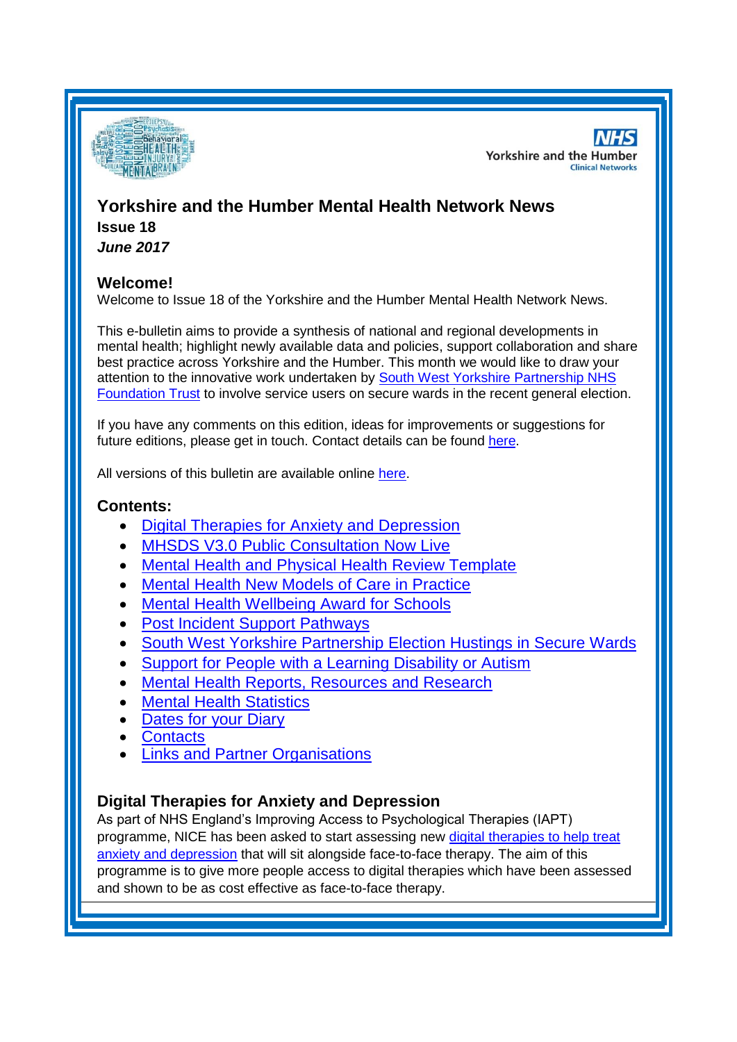# Yorkshire and the Humber Mental Health Network News

**Issue 18**

***June 2017***

## Welcome!

Welcome to Issue 18 of the Yorkshire and the Humber Mental Health Network News.

This e-bulletin aims to provide a synthesis of national and regional developments in mental health; highlight newly available data and policies, support collaboration and share best practice across Yorkshire and the Humber. This month we would like to draw your attention to the innovative work undertaken by South West Yorkshire Partnership NHS Foundation Trust to involve service users on secure wards in the recent general election.

If you have any comments on this edition, ideas for improvements or suggestions for future editions, please get in touch. Contact details can be found here.

All versions of this bulletin are available online here.

## Contents:

- Digital Therapies for Anxiety and Depression
- MHSDS V3.0 Public Consultation Now Live
- Mental Health and Physical Health Review Template
- Mental Health New Models of Care in Practice
- Mental Health Wellbeing Award for Schools
- Post Incident Support Pathways
- South West Yorkshire Partnership Election Hustings in Secure Wards
- Support for People with a Learning Disability or Autism
- Mental Health Reports, Resources and Research
- Mental Health Statistics
- Dates for your Diary
- Contacts
- Links and Partner Organisations

## Digital Therapies for Anxiety and Depression

As part of NHS England's Improving Access to Psychological Therapies (IAPT) programme, NICE has been asked to start assessing new digital therapies to help treat anxiety and depression that will sit alongside face-to-face therapy. The aim of this programme is to give more people access to digital therapies which have been assessed and shown to be as cost effective as face-to-face therapy.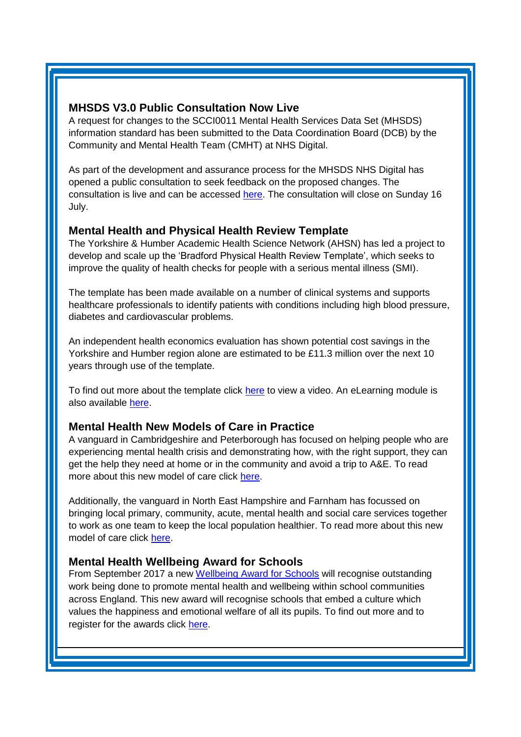### MHSDS V3.0 Public Consultation Now Live

A request for changes to the SCCI0011 Mental Health Services Data Set (MHSDS) information standard has been submitted to the Data Coordination Board (DCB) by the Community and Mental Health Team (CMHT) at NHS Digital.

As part of the development and assurance process for the MHSDS NHS Digital has opened a public consultation to seek feedback on the proposed changes. The consultation is live and can be accessed here. The consultation will close on Sunday 16 July.

### Mental Health and Physical Health Review Template

The Yorkshire & Humber Academic Health Science Network (AHSN) has led a project to develop and scale up the 'Bradford Physical Health Review Template', which seeks to improve the quality of health checks for people with a serious mental illness (SMI).

The template has been made available on a number of clinical systems and supports healthcare professionals to identify patients with conditions including high blood pressure, diabetes and cardiovascular problems.

An independent health economics evaluation has shown potential cost savings in the Yorkshire and Humber region alone are estimated to be £11.3 million over the next 10 years through use of the template.

To find out more about the template click here to view a video. An eLearning module is also available here.

### Mental Health New Models of Care in Practice

A vanguard in Cambridgeshire and Peterborough has focused on helping people who are experiencing mental health crisis and demonstrating how, with the right support, they can get the help they need at home or in the community and avoid a trip to A&E. To read more about this new model of care click here.

Additionally, the vanguard in North East Hampshire and Farnham has focussed on bringing local primary, community, acute, mental health and social care services together to work as one team to keep the local population healthier. To read more about this new model of care click here.

### Mental Health Wellbeing Award for Schools

From September 2017 a new Wellbeing Award for Schools will recognise outstanding work being done to promote mental health and wellbeing within school communities across England. This new award will recognise schools that embed a culture which values the happiness and emotional welfare of all its pupils. To find out more and to register for the awards click here.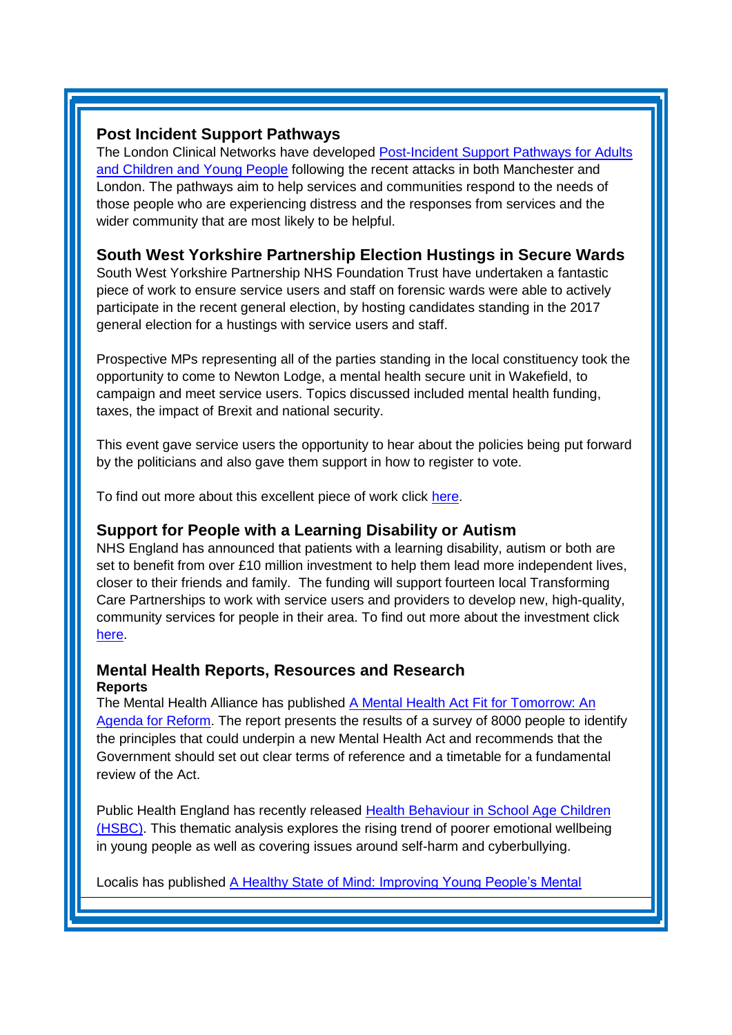## Post Incident Support Pathways

The London Clinical Networks have developed Post-Incident Support Pathways for Adults and Children and Young People following the recent attacks in both Manchester and London. The pathways aim to help services and communities respond to the needs of those people who are experiencing distress and the responses from services and the wider community that are most likely to be helpful.

## South West Yorkshire Partnership Election Hustings in Secure Wards

South West Yorkshire Partnership NHS Foundation Trust have undertaken a fantastic piece of work to ensure service users and staff on forensic wards were able to actively participate in the recent general election, by hosting candidates standing in the 2017 general election for a hustings with service users and staff.

Prospective MPs representing all of the parties standing in the local constituency took the opportunity to come to Newton Lodge, a mental health secure unit in Wakefield, to campaign and meet service users. Topics discussed included mental health funding, taxes, the impact of Brexit and national security.

This event gave service users the opportunity to hear about the policies being put forward by the politicians and also gave them support in how to register to vote.

To find out more about this excellent piece of work click here.

## Support for People with a Learning Disability or Autism

NHS England has announced that patients with a learning disability, autism or both are set to benefit from over £10 million investment to help them lead more independent lives, closer to their friends and family. The funding will support fourteen local Transforming Care Partnerships to work with service users and providers to develop new, high-quality, community services for people in their area. To find out more about the investment click here.

## Mental Health Reports, Resources and Research

**Reports**

The Mental Health Alliance has published A Mental Health Act Fit for Tomorrow: An Agenda for Reform. The report presents the results of a survey of 8000 people to identify the principles that could underpin a new Mental Health Act and recommends that the Government should set out clear terms of reference and a timetable for a fundamental review of the Act.

Public Health England has recently released Health Behaviour in School Age Children (HSBC). This thematic analysis explores the rising trend of poorer emotional wellbeing in young people as well as covering issues around self-harm and cyberbullying.

Localis has published A Healthy State of Mind: Improving Young People's Mental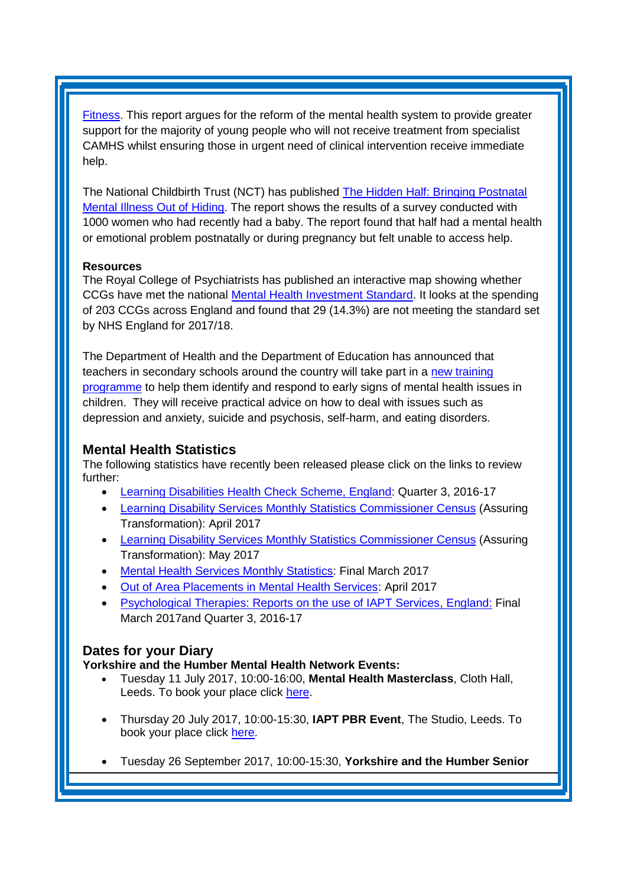Fitness. This report argues for the reform of the mental health system to provide greater support for the majority of young people who will not receive treatment from specialist CAMHS whilst ensuring those in urgent need of clinical intervention receive immediate help.

The National Childbirth Trust (NCT) has published The Hidden Half: Bringing Postnatal Mental Illness Out of Hiding. The report shows the results of a survey conducted with 1000 women who had recently had a baby. The report found that half had a mental health or emotional problem postnatally or during pregnancy but felt unable to access help.

**Resources**
The Royal College of Psychiatrists has published an interactive map showing whether CCGs have met the national Mental Health Investment Standard. It looks at the spending of 203 CCGs across England and found that 29 (14.3%) are not meeting the standard set by NHS England for 2017/18.

The Department of Health and the Department of Education has announced that teachers in secondary schools around the country will take part in a new training programme to help them identify and respond to early signs of mental health issues in children. They will receive practical advice on how to deal with issues such as depression and anxiety, suicide and psychosis, self-harm, and eating disorders.

## Mental Health Statistics

The following statistics have recently been released please click on the links to review further:

- Learning Disabilities Health Check Scheme, England: Quarter 3, 2016-17
- Learning Disability Services Monthly Statistics Commissioner Census (Assuring Transformation): April 2017
- Learning Disability Services Monthly Statistics Commissioner Census (Assuring Transformation): May 2017
- Mental Health Services Monthly Statistics: Final March 2017
- Out of Area Placements in Mental Health Services: April 2017
- Psychological Therapies: Reports on the use of IAPT Services, England: Final March 2017and Quarter 3, 2016-17

## Dates for your Diary

**Yorkshire and the Humber Mental Health Network Events:**

- Tuesday 11 July 2017, 10:00-16:00, **Mental Health Masterclass**, Cloth Hall, Leeds. To book your place click here.
- Thursday 20 July 2017, 10:00-15:30, **IAPT PBR Event**, The Studio, Leeds. To book your place click here.
- Tuesday 26 September 2017, 10:00-15:30, **Yorkshire and the Humber Senior**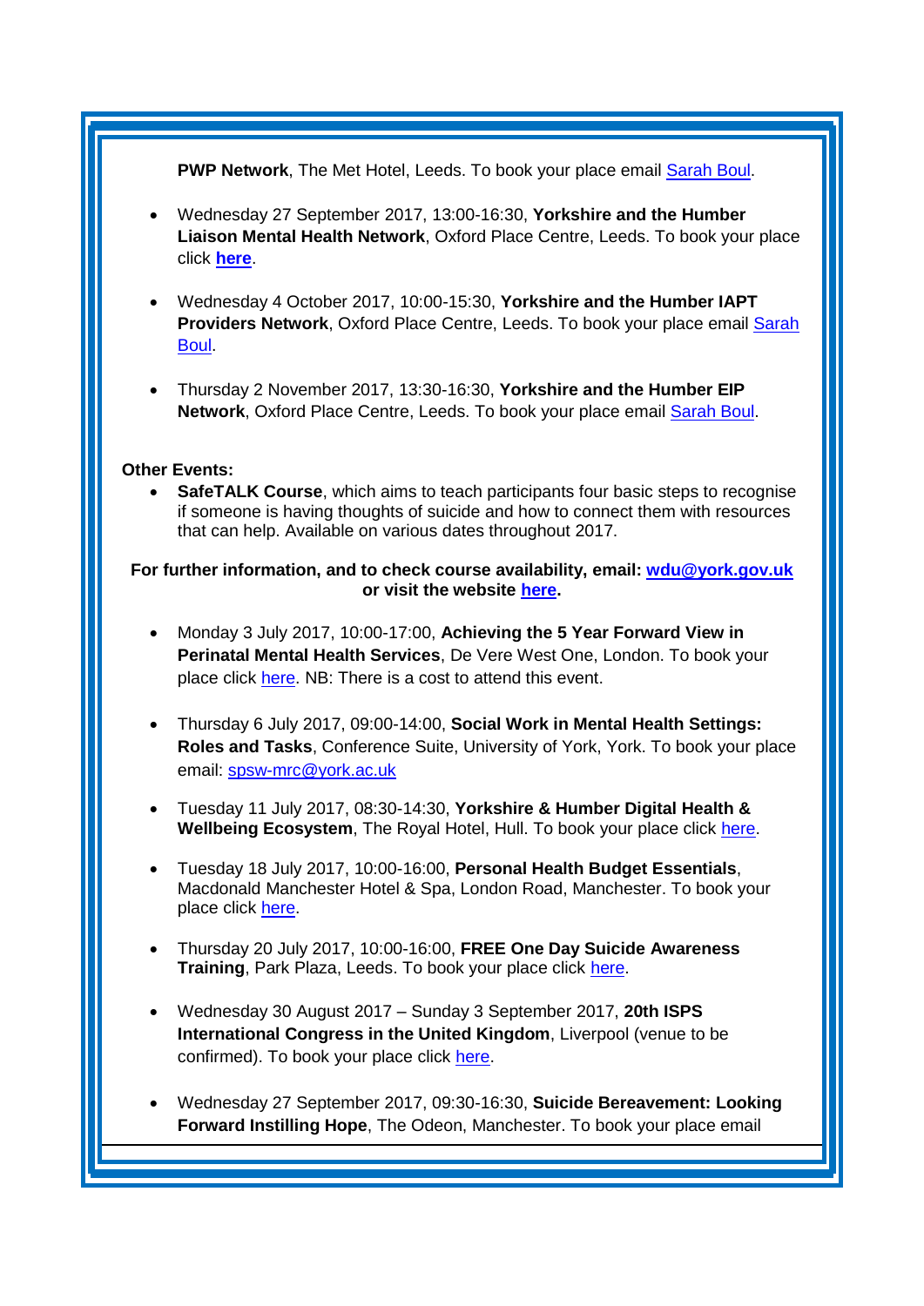**PWP Network**, The Met Hotel, Leeds. To book your place email Sarah Boul.

- Wednesday 27 September 2017, 13:00-16:30, **Yorkshire and the Humber Liaison Mental Health Network**, Oxford Place Centre, Leeds. To book your place click **here**.

- Wednesday 4 October 2017, 10:00-15:30, **Yorkshire and the Humber IAPT Providers Network**, Oxford Place Centre, Leeds. To book your place email Sarah Boul.

- Thursday 2 November 2017, 13:30-16:30, **Yorkshire and the Humber EIP Network**, Oxford Place Centre, Leeds. To book your place email Sarah Boul.

**Other Events:**

- **SafeTALK Course**, which aims to teach participants four basic steps to recognise if someone is having thoughts of suicide and how to connect them with resources that can help. Available on various dates throughout 2017.

**For further information, and to check course availability, email: wdu@york.gov.uk or visit the website here.**

- Monday 3 July 2017, 10:00-17:00, **Achieving the 5 Year Forward View in Perinatal Mental Health Services**, De Vere West One, London. To book your place click here. NB: There is a cost to attend this event.

- Thursday 6 July 2017, 09:00-14:00, **Social Work in Mental Health Settings: Roles and Tasks**, Conference Suite, University of York, York. To book your place email: spsw-mrc@york.ac.uk

- Tuesday 11 July 2017, 08:30-14:30, **Yorkshire & Humber Digital Health & Wellbeing Ecosystem**, The Royal Hotel, Hull. To book your place click here.

- Tuesday 18 July 2017, 10:00-16:00, **Personal Health Budget Essentials**, Macdonald Manchester Hotel & Spa, London Road, Manchester. To book your place click here.

- Thursday 20 July 2017, 10:00-16:00, **FREE One Day Suicide Awareness Training**, Park Plaza, Leeds. To book your place click here.

- Wednesday 30 August 2017 – Sunday 3 September 2017, **20th ISPS International Congress in the United Kingdom**, Liverpool (venue to be confirmed). To book your place click here.

- Wednesday 27 September 2017, 09:30-16:30, **Suicide Bereavement: Looking Forward Instilling Hope**, The Odeon, Manchester. To book your place email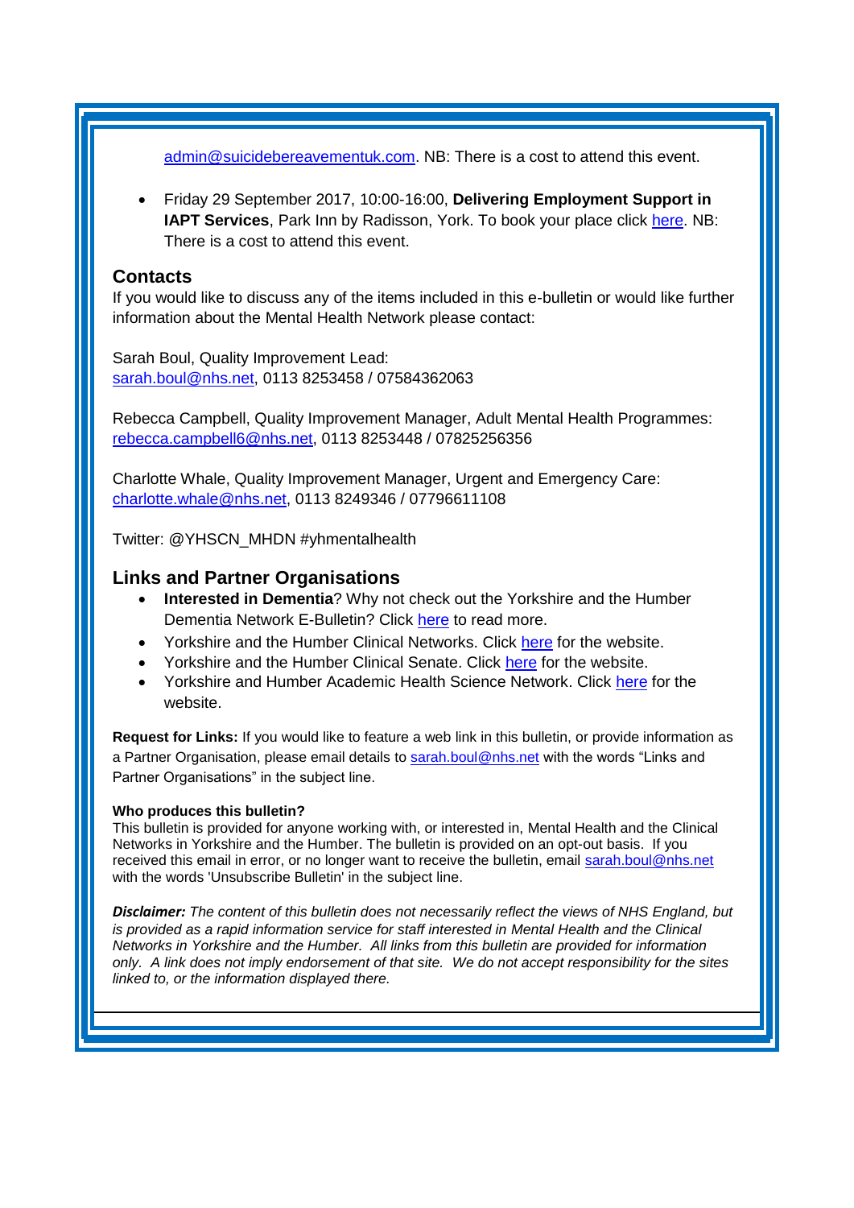admin@suicidebereavementuk.com. NB: There is a cost to attend this event.

- Friday 29 September 2017, 10:00-16:00, **Delivering Employment Support in IAPT Services**, Park Inn by Radisson, York. To book your place click here. NB: There is a cost to attend this event.

## Contacts

If you would like to discuss any of the items included in this e-bulletin or would like further information about the Mental Health Network please contact:

Sarah Boul, Quality Improvement Lead:
sarah.boul@nhs.net, 0113 8253458 / 07584362063

Rebecca Campbell, Quality Improvement Manager, Adult Mental Health Programmes:
rebecca.campbell6@nhs.net, 0113 8253448 / 07825256356

Charlotte Whale, Quality Improvement Manager, Urgent and Emergency Care:
charlotte.whale@nhs.net, 0113 8249346 / 07796611108

Twitter: @YHSCN_MHDN #yhmentalhealth

## Links and Partner Organisations

- **Interested in Dementia**? Why not check out the Yorkshire and the Humber Dementia Network E-Bulletin? Click here to read more.
- Yorkshire and the Humber Clinical Networks. Click here for the website.
- Yorkshire and the Humber Clinical Senate. Click here for the website.
- Yorkshire and Humber Academic Health Science Network. Click here for the website.

**Request for Links:** If you would like to feature a web link in this bulletin, or provide information as a Partner Organisation, please email details to sarah.boul@nhs.net with the words "Links and Partner Organisations" in the subject line.

**Who produces this bulletin?**
This bulletin is provided for anyone working with, or interested in, Mental Health and the Clinical Networks in Yorkshire and the Humber. The bulletin is provided on an opt-out basis. If you received this email in error, or no longer want to receive the bulletin, email sarah.boul@nhs.net with the words 'Unsubscribe Bulletin' in the subject line.

***Disclaimer:*** *The content of this bulletin does not necessarily reflect the views of NHS England, but is provided as a rapid information service for staff interested in Mental Health and the Clinical Networks in Yorkshire and the Humber. All links from this bulletin are provided for information only. A link does not imply endorsement of that site. We do not accept responsibility for the sites linked to, or the information displayed there.*